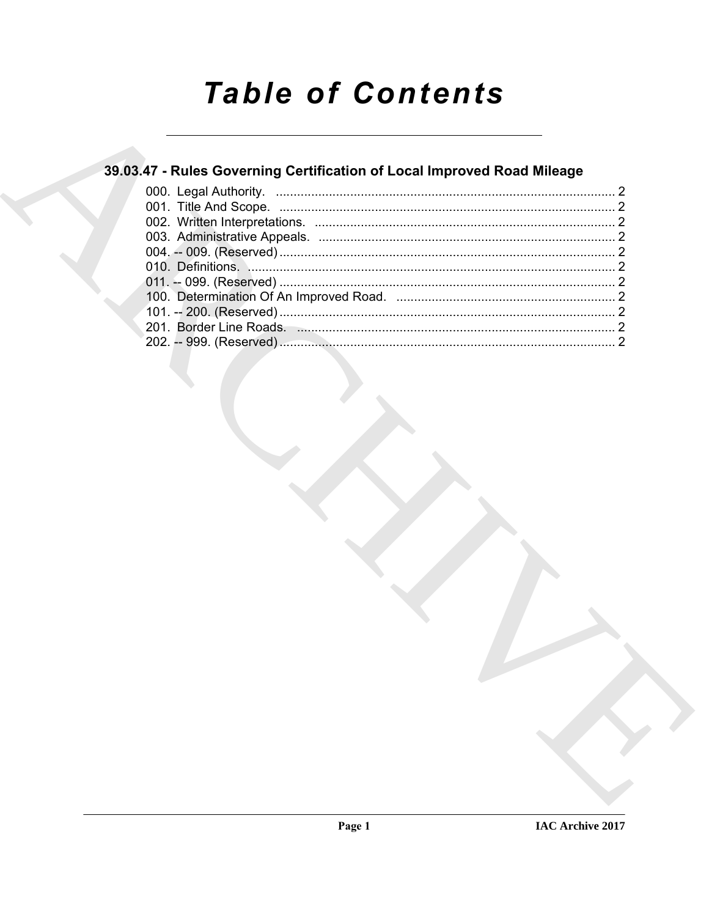# Table of Contents

## 39.03.47 - Rules Governing Certification of Local Improved Road Mileage

000. Legal Authority. ..... 2
001. Title And Scope. ..... 2
002. Written Interpretations. ..... 2
003. Administrative Appeals. ..... 2
004. -- 009. (Reserved) ..... 2
010. Definitions. ..... 2
011. -- 099. (Reserved) ..... 2
100. Determination Of An Improved Road. ..... 2
101. -- 200. (Reserved) ..... 2
201. Border Line Roads. ..... 2
202. -- 999. (Reserved) ..... 2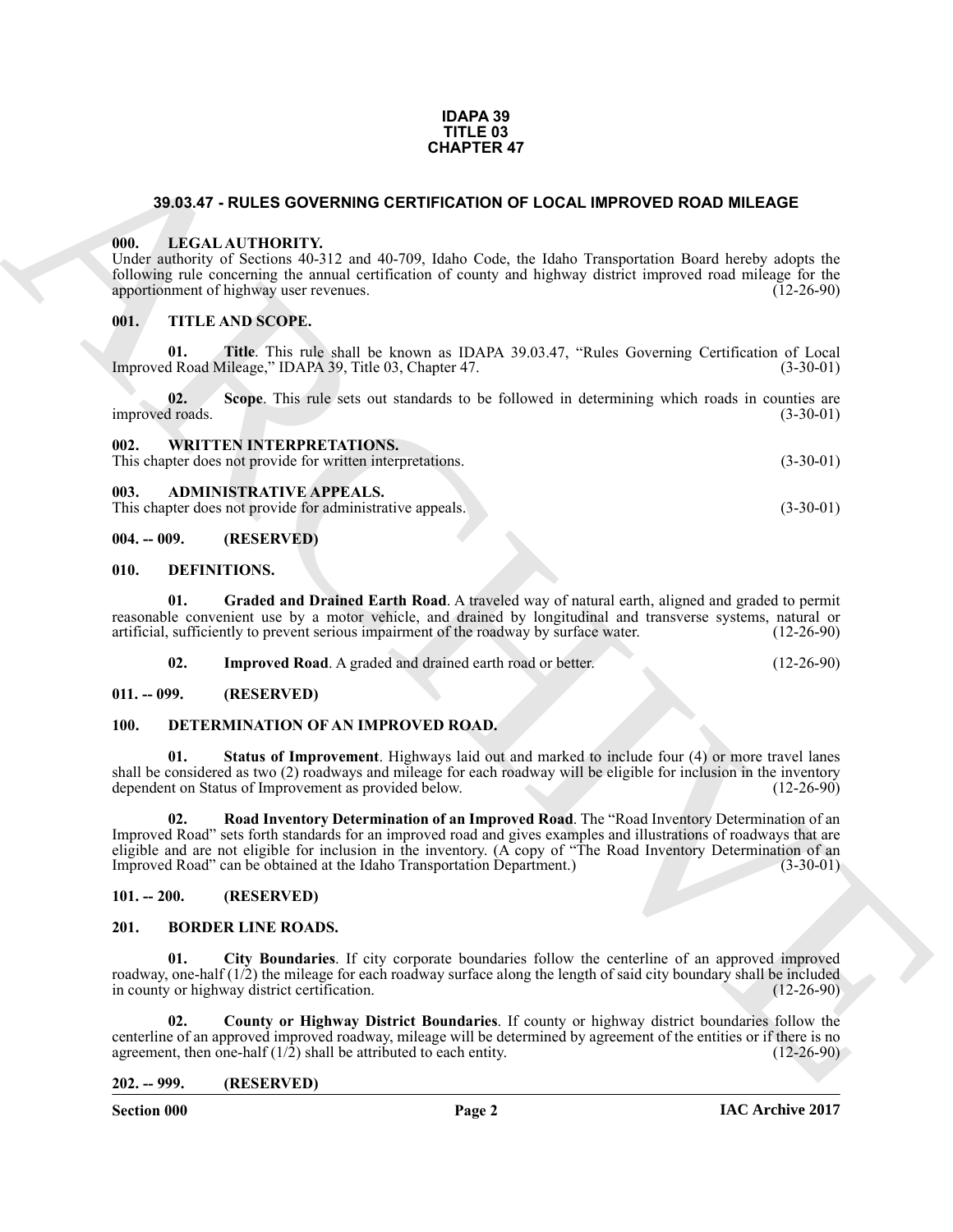**IDAPA 39**
**TITLE 03**
**CHAPTER 47**

## 39.03.47 - RULES GOVERNING CERTIFICATION OF LOCAL IMPROVED ROAD MILEAGE

### 000. LEGAL AUTHORITY.

Under authority of Sections 40-312 and 40-709, Idaho Code, the Idaho Transportation Board hereby adopts the following rule concerning the annual certification of county and highway district improved road mileage for the apportionment of highway user revenues. (12-26-90)

### 001. TITLE AND SCOPE.

**01. Title**. This rule shall be known as IDAPA 39.03.47, "Rules Governing Certification of Local Improved Road Mileage," IDAPA 39, Title 03, Chapter 47. (3-30-01)

**02. Scope**. This rule sets out standards to be followed in determining which roads in counties are improved roads. (3-30-01)

### 002. WRITTEN INTERPRETATIONS.

This chapter does not provide for written interpretations. (3-30-01)

### 003. ADMINISTRATIVE APPEALS.

This chapter does not provide for administrative appeals. (3-30-01)

### 004. -- 009. (RESERVED)

### 010. DEFINITIONS.

**01. Graded and Drained Earth Road**. A traveled way of natural earth, aligned and graded to permit reasonable convenient use by a motor vehicle, and drained by longitudinal and transverse systems, natural or artificial, sufficiently to prevent serious impairment of the roadway by surface water. (12-26-90)

**02. Improved Road**. A graded and drained earth road or better. (12-26-90)

### 011. -- 099. (RESERVED)

### 100. DETERMINATION OF AN IMPROVED ROAD.

**01. Status of Improvement**. Highways laid out and marked to include four (4) or more travel lanes shall be considered as two (2) roadways and mileage for each roadway will be eligible for inclusion in the inventory dependent on Status of Improvement as provided below. (12-26-90)

**02. Road Inventory Determination of an Improved Road**. The "Road Inventory Determination of an Improved Road" sets forth standards for an improved road and gives examples and illustrations of roadways that are eligible and are not eligible for inclusion in the inventory. (A copy of "The Road Inventory Determination of an Improved Road" can be obtained at the Idaho Transportation Department.) (3-30-01)

### 101. -- 200. (RESERVED)

### 201. BORDER LINE ROADS.

**01. City Boundaries**. If city corporate boundaries follow the centerline of an approved improved roadway, one-half (1/2) the mileage for each roadway surface along the length of said city boundary shall be included in county or highway district certification. (12-26-90)

**02. County or Highway District Boundaries**. If county or highway district boundaries follow the centerline of an approved improved roadway, mileage will be determined by agreement of the entities or if there is no agreement, then one-half (1/2) shall be attributed to each entity. (12-26-90)

### 202. -- 999. (RESERVED)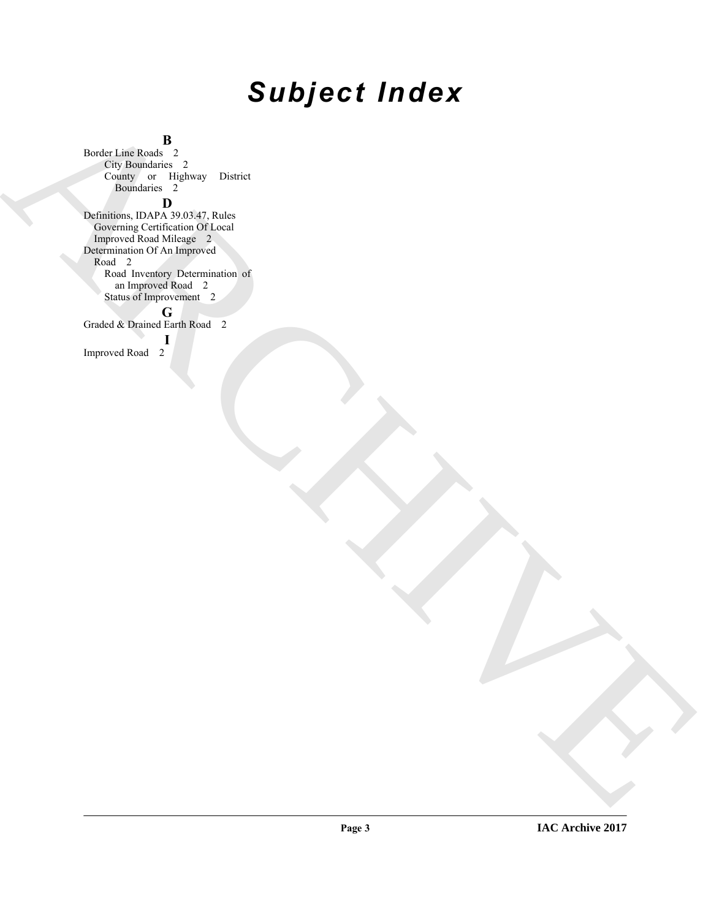# *Subject Index*

**B**

Border Line Roads 2
    City Boundaries 2
    County or Highway District Boundaries 2

**D**

Definitions, IDAPA 39.03.47, Rules Governing Certification Of Local Improved Road Mileage 2
Determination Of An Improved Road 2
    Road Inventory Determination of an Improved Road 2
    Status of Improvement 2

**G**

Graded & Drained Earth Road 2

**I**

Improved Road 2